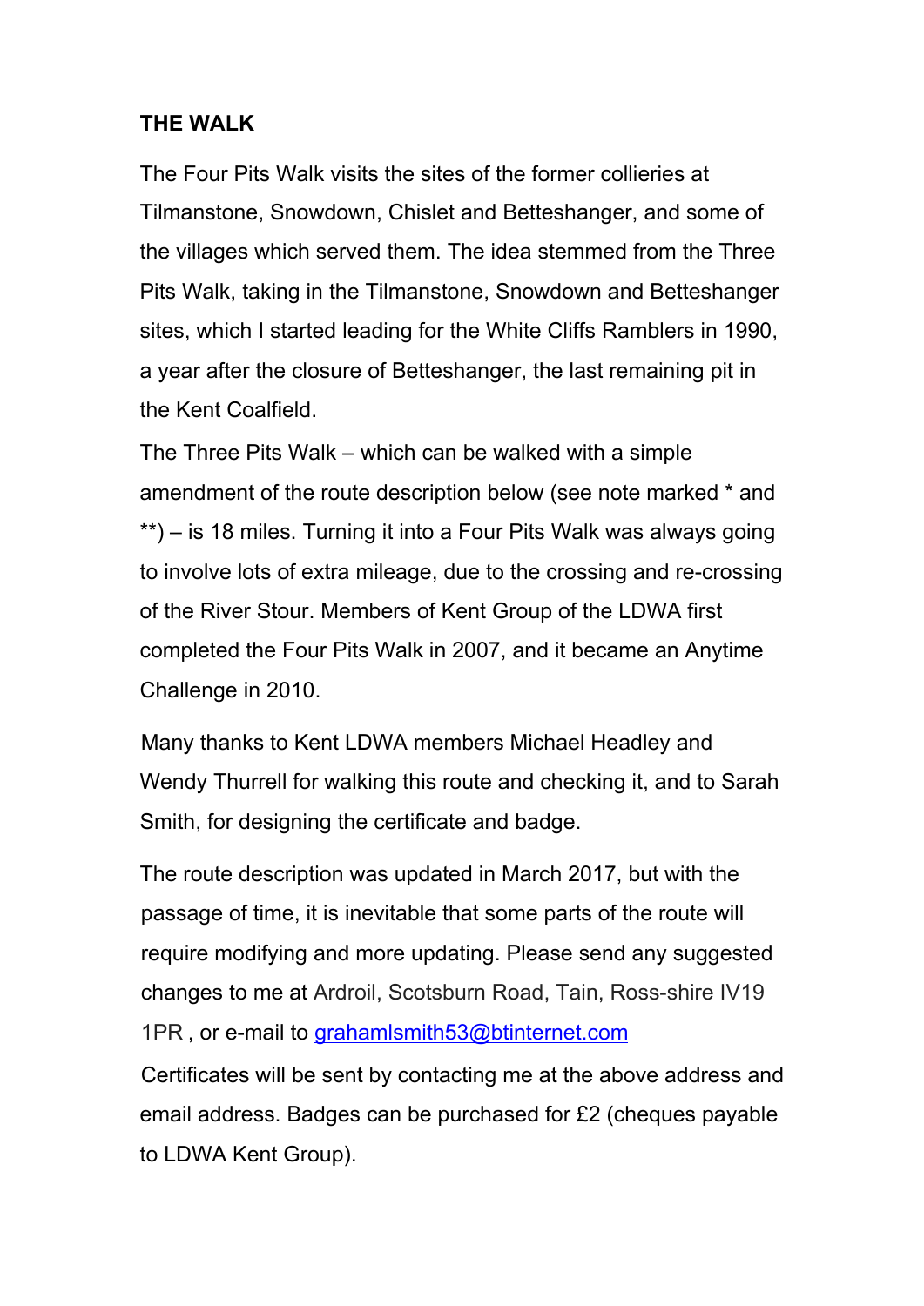**THE WALK**

The Four Pits Walk visits the sites of the former collieries at Tilmanstone, Snowdown, Chislet and Betteshanger, and some of the villages which served them. The idea stemmed from the Three Pits Walk, taking in the Tilmanstone, Snowdown and Betteshanger sites, which I started leading for the White Cliffs Ramblers in 1990, a year after the closure of Betteshanger, the last remaining pit in the Kent Coalfield.

The Three Pits Walk – which can be walked with a simple amendment of the route description below (see note marked * and **) – is 18 miles. Turning it into a Four Pits Walk was always going to involve lots of extra mileage, due to the crossing and re-crossing of the River Stour. Members of Kent Group of the LDWA first completed the Four Pits Walk in 2007, and it became an Anytime Challenge in 2010.

Many thanks to Kent LDWA members Michael Headley and Wendy Thurrell for walking this route and checking it, and to Sarah Smith, for designing the certificate and badge.

The route description was updated in March 2017, but with the passage of time, it is inevitable that some parts of the route will require modifying and more updating. Please send any suggested changes to me at Ardroil, Scotsburn Road, Tain, Ross-shire IV19 1PR , or e-mail to grahamlsmith53@btinternet.com

Certificates will be sent by contacting me at the above address and email address. Badges can be purchased for £2 (cheques payable to LDWA Kent Group).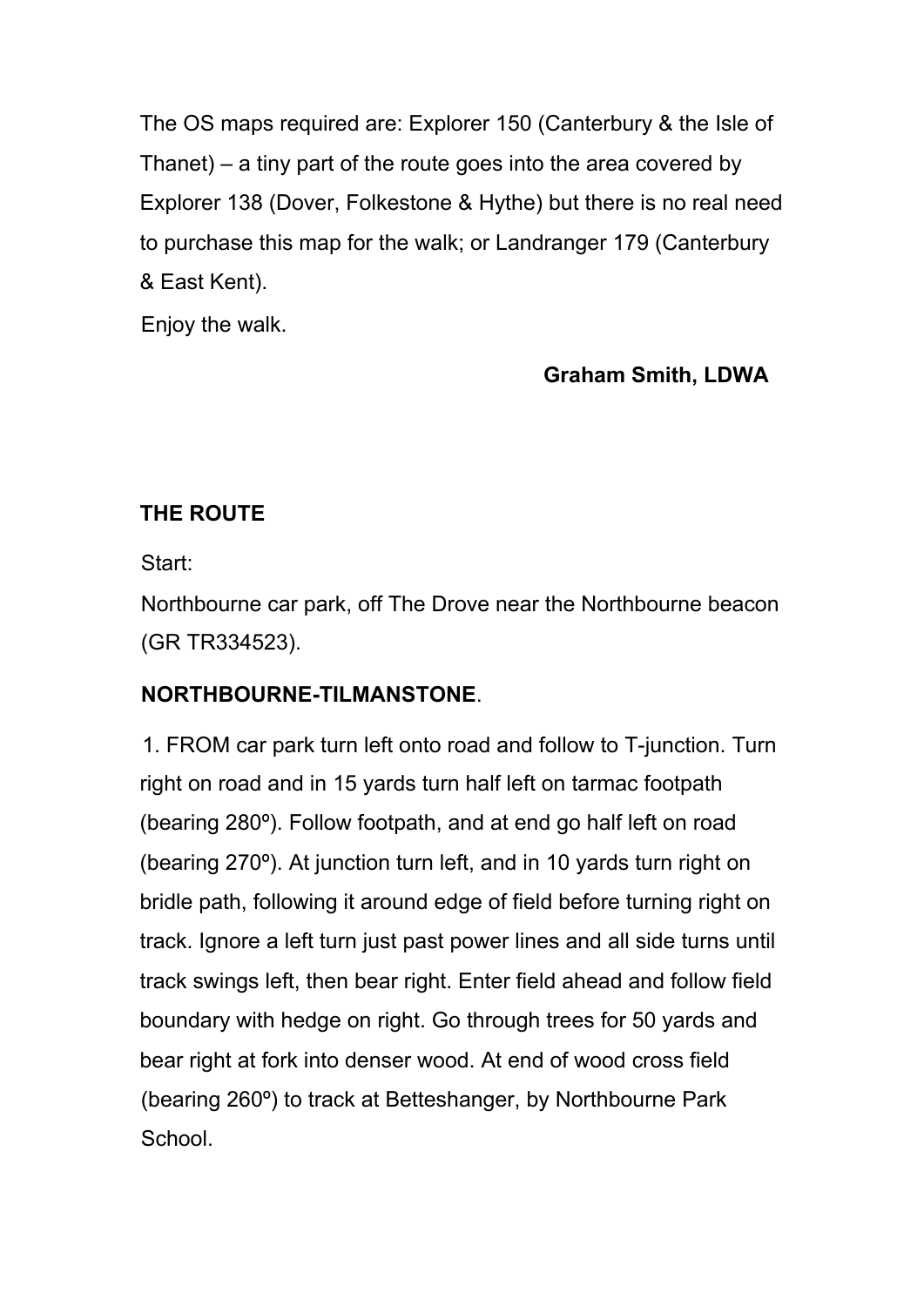The OS maps required are: Explorer 150 (Canterbury & the Isle of Thanet) – a tiny part of the route goes into the area covered by Explorer 138 (Dover, Folkestone & Hythe) but there is no real need to purchase this map for the walk; or Landranger 179 (Canterbury & East Kent).

Enjoy the walk.

**Graham Smith, LDWA**

## THE ROUTE

Start:

Northbourne car park, off The Drove near the Northbourne beacon (GR TR334523).

### NORTHBOURNE-TILMANSTONE.

1. FROM car park turn left onto road and follow to T-junction. Turn right on road and in 15 yards turn half left on tarmac footpath (bearing 280º). Follow footpath, and at end go half left on road (bearing 270º). At junction turn left, and in 10 yards turn right on bridle path, following it around edge of field before turning right on track. Ignore a left turn just past power lines and all side turns until track swings left, then bear right. Enter field ahead and follow field boundary with hedge on right. Go through trees for 50 yards and bear right at fork into denser wood. At end of wood cross field (bearing 260º) to track at Betteshanger, by Northbourne Park School.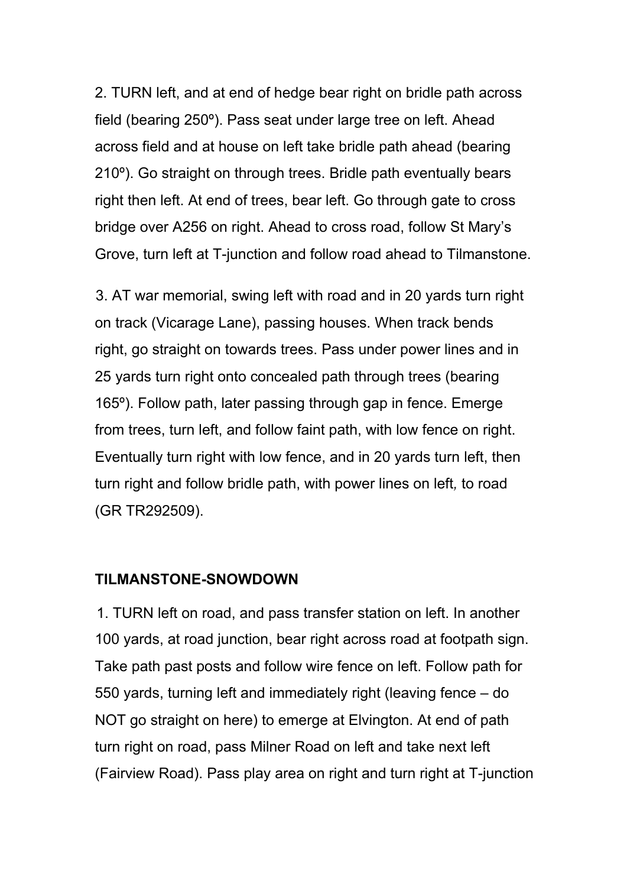2. TURN left, and at end of hedge bear right on bridle path across field (bearing 250º). Pass seat under large tree on left. Ahead across field and at house on left take bridle path ahead (bearing 210º). Go straight on through trees. Bridle path eventually bears right then left. At end of trees, bear left. Go through gate to cross bridge over A256 on right. Ahead to cross road, follow St Mary's Grove, turn left at T-junction and follow road ahead to Tilmanstone.

3. AT war memorial, swing left with road and in 20 yards turn right on track (Vicarage Lane), passing houses. When track bends right, go straight on towards trees. Pass under power lines and in 25 yards turn right onto concealed path through trees (bearing 165º). Follow path, later passing through gap in fence. Emerge from trees, turn left, and follow faint path, with low fence on right. Eventually turn right with low fence, and in 20 yards turn left, then turn right and follow bridle path, with power lines on left, to road (GR TR292509).

**TILMANSTONE-SNOWDOWN**

1. TURN left on road, and pass transfer station on left. In another 100 yards, at road junction, bear right across road at footpath sign. Take path past posts and follow wire fence on left. Follow path for 550 yards, turning left and immediately right (leaving fence – do NOT go straight on here) to emerge at Elvington. At end of path turn right on road, pass Milner Road on left and take next left (Fairview Road). Pass play area on right and turn right at T-junction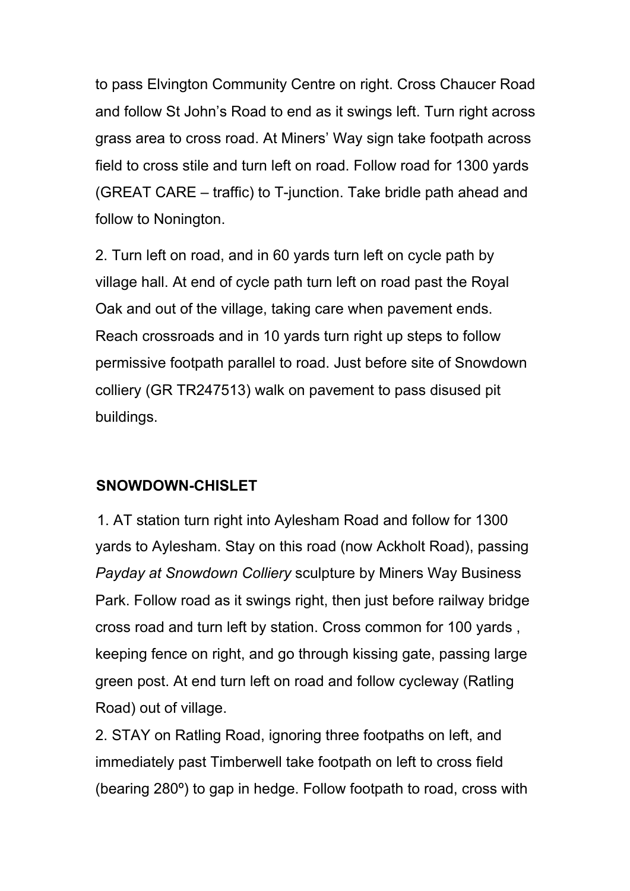to pass Elvington Community Centre on right. Cross Chaucer Road and follow St John's Road to end as it swings left. Turn right across grass area to cross road. At Miners' Way sign take footpath across field to cross stile and turn left on road. Follow road for 1300 yards (GREAT CARE – traffic) to T-junction. Take bridle path ahead and follow to Nonington.

2. Turn left on road, and in 60 yards turn left on cycle path by village hall. At end of cycle path turn left on road past the Royal Oak and out of the village, taking care when pavement ends. Reach crossroads and in 10 yards turn right up steps to follow permissive footpath parallel to road. Just before site of Snowdown colliery (GR TR247513) walk on pavement to pass disused pit buildings.

**SNOWDOWN-CHISLET**

1. AT station turn right into Aylesham Road and follow for 1300 yards to Aylesham. Stay on this road (now Ackholt Road), passing *Payday at Snowdown Colliery* sculpture by Miners Way Business Park. Follow road as it swings right, then just before railway bridge cross road and turn left by station. Cross common for 100 yards , keeping fence on right, and go through kissing gate, passing large green post. At end turn left on road and follow cycleway (Ratling Road) out of village.

2. STAY on Ratling Road, ignoring three footpaths on left, and immediately past Timberwell take footpath on left to cross field (bearing 280º) to gap in hedge. Follow footpath to road, cross with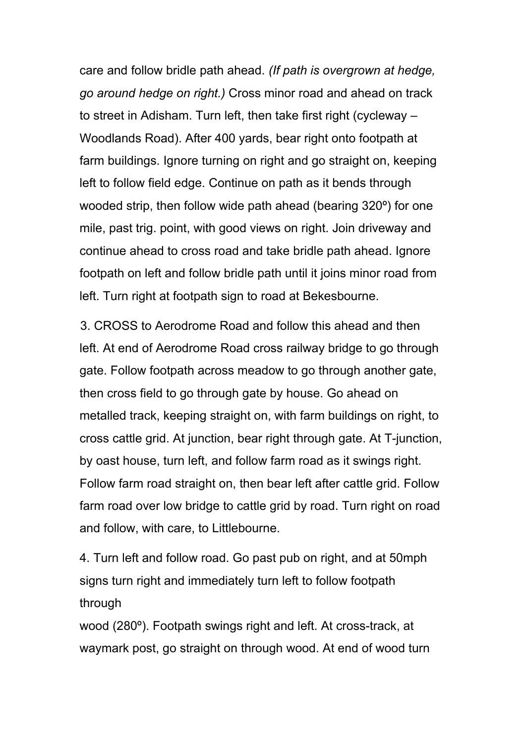care and follow bridle path ahead. *(If path is overgrown at hedge, go around hedge on right.)* Cross minor road and ahead on track to street in Adisham. Turn left, then take first right (cycleway – Woodlands Road). After 400 yards, bear right onto footpath at farm buildings. Ignore turning on right and go straight on, keeping left to follow field edge. Continue on path as it bends through wooded strip, then follow wide path ahead (bearing 320º) for one mile, past trig. point, with good views on right. Join driveway and continue ahead to cross road and take bridle path ahead. Ignore footpath on left and follow bridle path until it joins minor road from left. Turn right at footpath sign to road at Bekesbourne.

3. CROSS to Aerodrome Road and follow this ahead and then left. At end of Aerodrome Road cross railway bridge to go through gate. Follow footpath across meadow to go through another gate, then cross field to go through gate by house. Go ahead on metalled track, keeping straight on, with farm buildings on right, to cross cattle grid. At junction, bear right through gate. At T-junction, by oast house, turn left, and follow farm road as it swings right. Follow farm road straight on, then bear left after cattle grid. Follow farm road over low bridge to cattle grid by road. Turn right on road and follow, with care, to Littlebourne.

4. Turn left and follow road. Go past pub on right, and at 50mph signs turn right and immediately turn left to follow footpath through wood (280º). Footpath swings right and left. At cross-track, at waymark post, go straight on through wood. At end of wood turn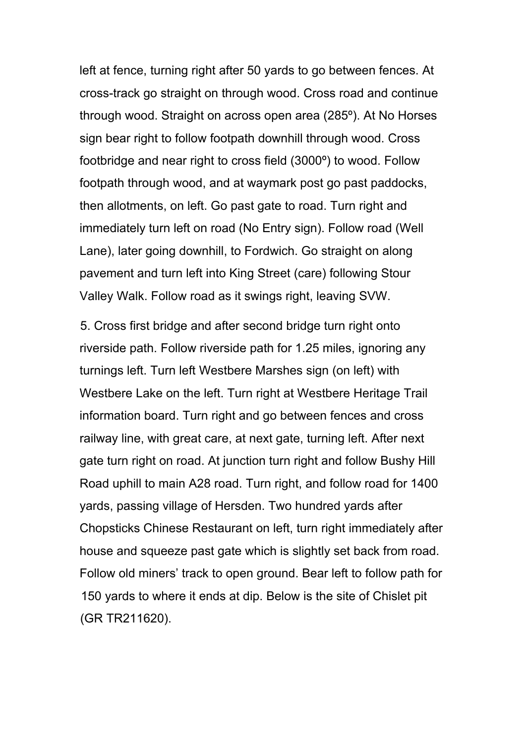left at fence, turning right after 50 yards to go between fences. At cross-track go straight on through wood. Cross road and continue through wood. Straight on across open area (285º). At No Horses sign bear right to follow footpath downhill through wood. Cross footbridge and near right to cross field (3000º) to wood. Follow footpath through wood, and at waymark post go past paddocks, then allotments, on left. Go past gate to road. Turn right and immediately turn left on road (No Entry sign). Follow road (Well Lane), later going downhill, to Fordwich. Go straight on along pavement and turn left into King Street (care) following Stour Valley Walk. Follow road as it swings right, leaving SVW.

5. Cross first bridge and after second bridge turn right onto riverside path. Follow riverside path for 1.25 miles, ignoring any turnings left. Turn left Westbere Marshes sign (on left) with Westbere Lake on the left. Turn right at Westbere Heritage Trail information board. Turn right and go between fences and cross railway line, with great care, at next gate, turning left. After next gate turn right on road. At junction turn right and follow Bushy Hill Road uphill to main A28 road. Turn right, and follow road for 1400 yards, passing village of Hersden. Two hundred yards after Chopsticks Chinese Restaurant on left, turn right immediately after house and squeeze past gate which is slightly set back from road. Follow old miners' track to open ground. Bear left to follow path for 150 yards to where it ends at dip. Below is the site of Chislet pit (GR TR211620).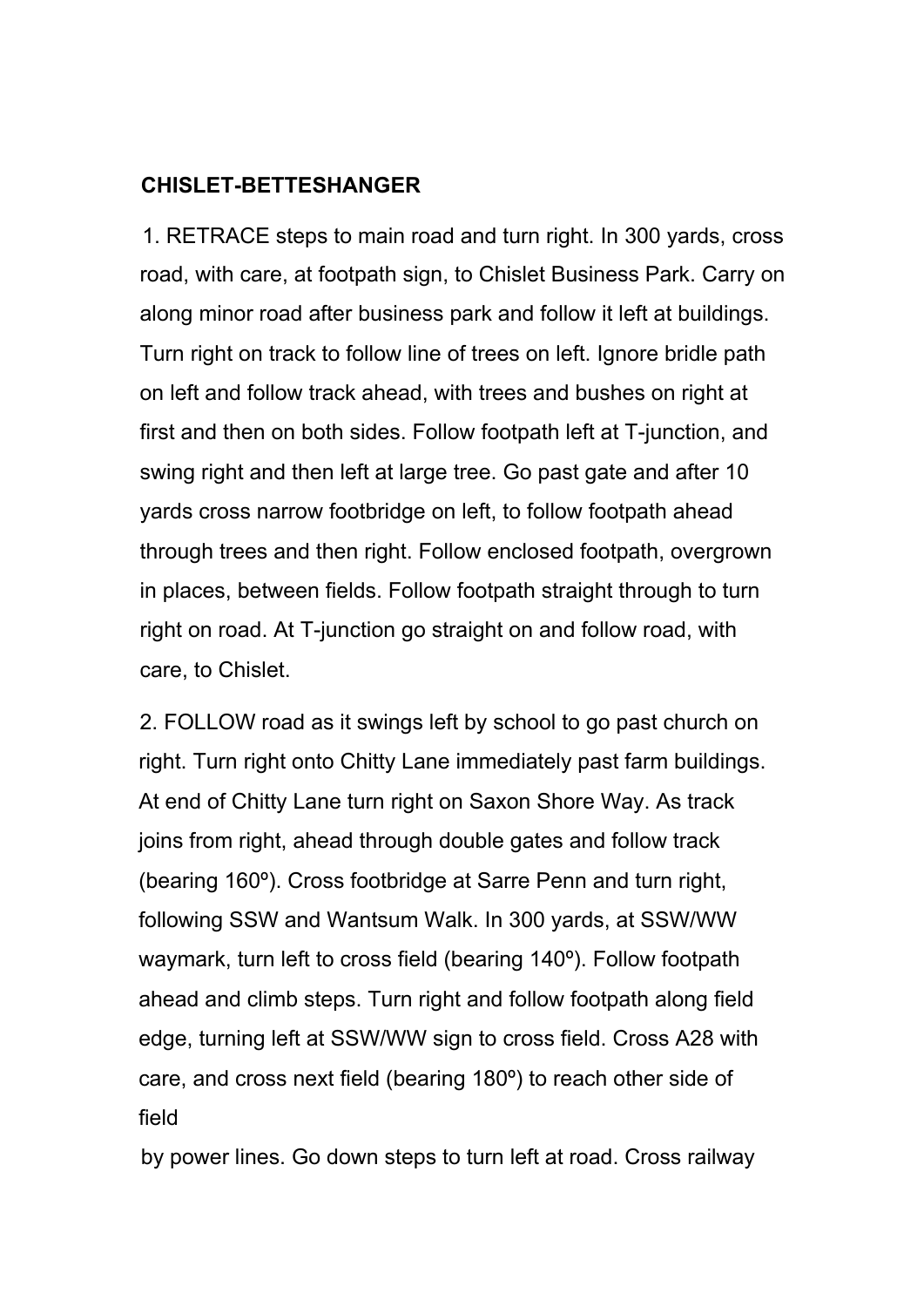**CHISLET-BETTESHANGER**

1. RETRACE steps to main road and turn right. In 300 yards, cross road, with care, at footpath sign, to Chislet Business Park. Carry on along minor road after business park and follow it left at buildings. Turn right on track to follow line of trees on left. Ignore bridle path on left and follow track ahead, with trees and bushes on right at first and then on both sides. Follow footpath left at T-junction, and swing right and then left at large tree. Go past gate and after 10 yards cross narrow footbridge on left, to follow footpath ahead through trees and then right. Follow enclosed footpath, overgrown in places, between fields. Follow footpath straight through to turn right on road. At T-junction go straight on and follow road, with care, to Chislet.

2. FOLLOW road as it swings left by school to go past church on right. Turn right onto Chitty Lane immediately past farm buildings. At end of Chitty Lane turn right on Saxon Shore Way. As track joins from right, ahead through double gates and follow track (bearing 160º). Cross footbridge at Sarre Penn and turn right, following SSW and Wantsum Walk. In 300 yards, at SSW/WW waymark, turn left to cross field (bearing 140º). Follow footpath ahead and climb steps. Turn right and follow footpath along field edge, turning left at SSW/WW sign to cross field. Cross A28 with care, and cross next field (bearing 180º) to reach other side of field
by power lines. Go down steps to turn left at road. Cross railway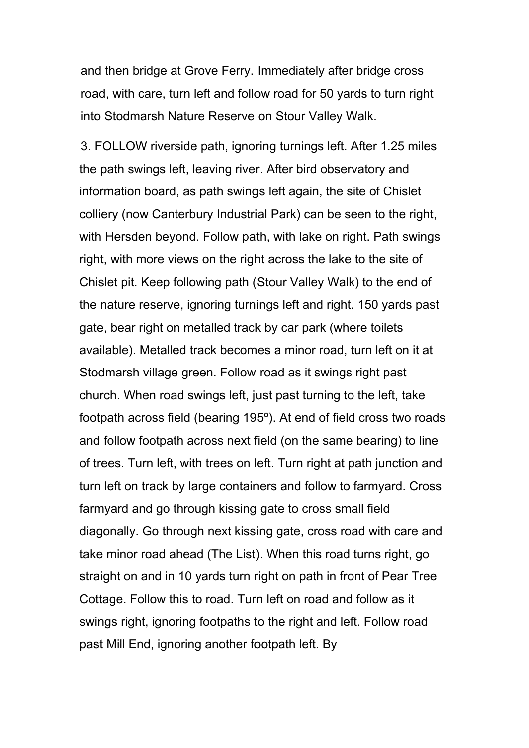and then bridge at Grove Ferry. Immediately after bridge cross road, with care, turn left and follow road for 50 yards to turn right into Stodmarsh Nature Reserve on Stour Valley Walk.

3. FOLLOW riverside path, ignoring turnings left. After 1.25 miles the path swings left, leaving river. After bird observatory and information board, as path swings left again, the site of Chislet colliery (now Canterbury Industrial Park) can be seen to the right, with Hersden beyond. Follow path, with lake on right. Path swings right, with more views on the right across the lake to the site of Chislet pit. Keep following path (Stour Valley Walk) to the end of the nature reserve, ignoring turnings left and right. 150 yards past gate, bear right on metalled track by car park (where toilets available). Metalled track becomes a minor road, turn left on it at Stodmarsh village green. Follow road as it swings right past church. When road swings left, just past turning to the left, take footpath across field (bearing 195º). At end of field cross two roads and follow footpath across next field (on the same bearing) to line of trees. Turn left, with trees on left. Turn right at path junction and turn left on track by large containers and follow to farmyard. Cross farmyard and go through kissing gate to cross small field diagonally. Go through next kissing gate, cross road with care and take minor road ahead (The List). When this road turns right, go straight on and in 10 yards turn right on path in front of Pear Tree Cottage. Follow this to road. Turn left on road and follow as it swings right, ignoring footpaths to the right and left. Follow road past Mill End, ignoring another footpath left. By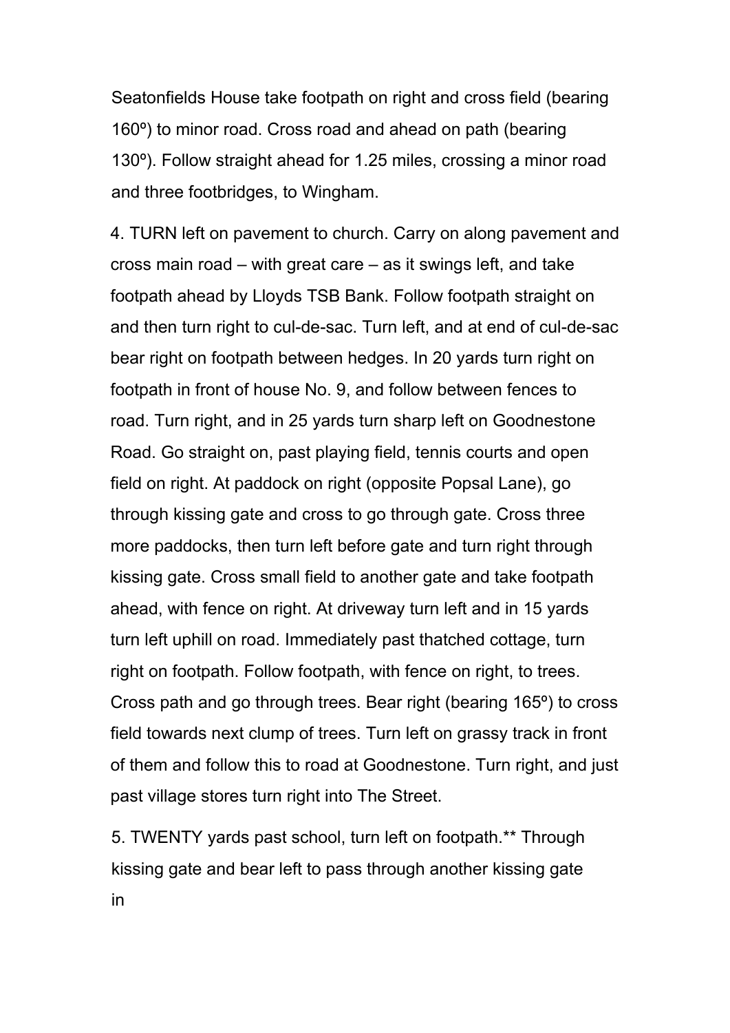Seatonfields House take footpath on right and cross field (bearing 160º) to minor road. Cross road and ahead on path (bearing 130º). Follow straight ahead for 1.25 miles, crossing a minor road and three footbridges, to Wingham.

4. TURN left on pavement to church. Carry on along pavement and cross main road – with great care – as it swings left, and take footpath ahead by Lloyds TSB Bank. Follow footpath straight on and then turn right to cul-de-sac. Turn left, and at end of cul-de-sac bear right on footpath between hedges. In 20 yards turn right on footpath in front of house No. 9, and follow between fences to road. Turn right, and in 25 yards turn sharp left on Goodnestone Road. Go straight on, past playing field, tennis courts and open field on right. At paddock on right (opposite Popsal Lane), go through kissing gate and cross to go through gate. Cross three more paddocks, then turn left before gate and turn right through kissing gate. Cross small field to another gate and take footpath ahead, with fence on right. At driveway turn left and in 15 yards turn left uphill on road. Immediately past thatched cottage, turn right on footpath. Follow footpath, with fence on right, to trees. Cross path and go through trees. Bear right (bearing 165º) to cross field towards next clump of trees. Turn left on grassy track in front of them and follow this to road at Goodnestone. Turn right, and just past village stores turn right into The Street.

5. TWENTY yards past school, turn left on footpath.** Through kissing gate and bear left to pass through another kissing gate in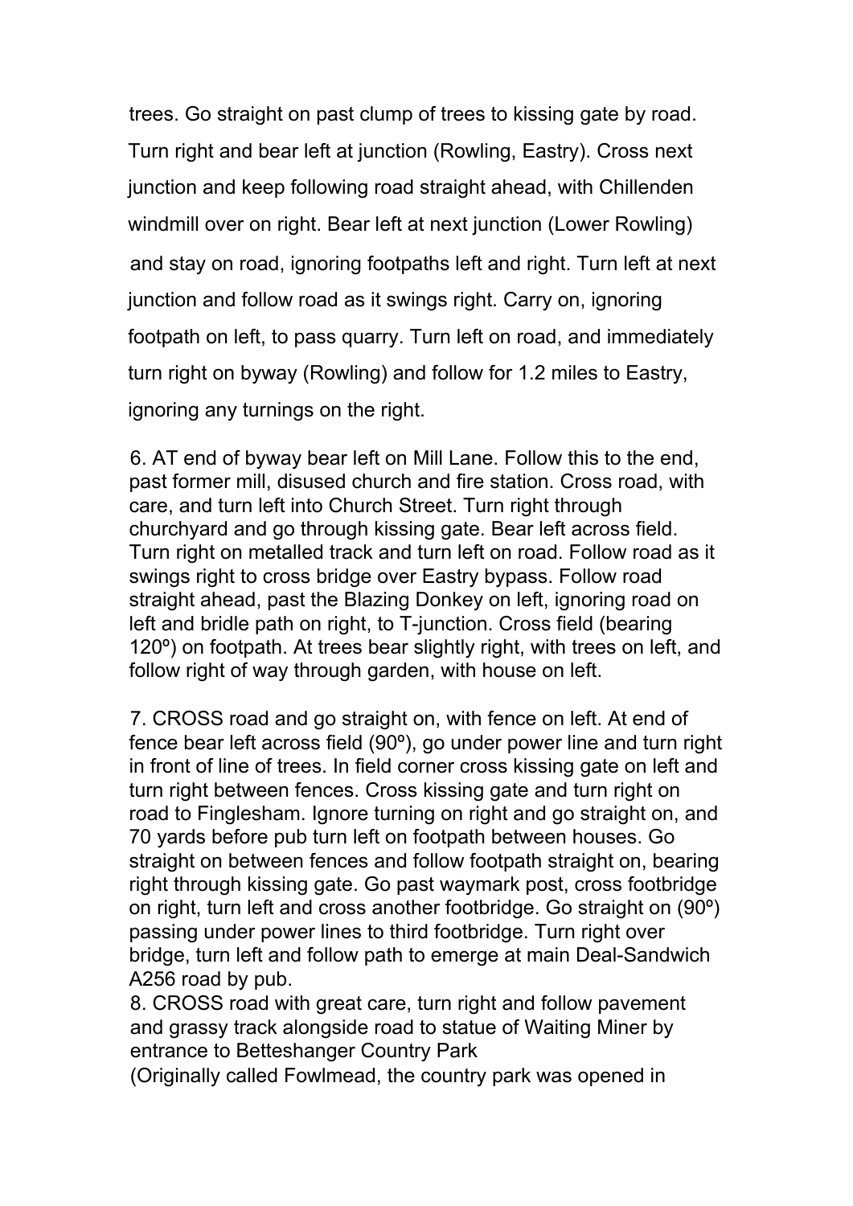trees. Go straight on past clump of trees to kissing gate by road. Turn right and bear left at junction (Rowling, Eastry). Cross next junction and keep following road straight ahead, with Chillenden windmill over on right. Bear left at next junction (Lower Rowling) and stay on road, ignoring footpaths left and right. Turn left at next junction and follow road as it swings right. Carry on, ignoring footpath on left, to pass quarry. Turn left on road, and immediately turn right on byway (Rowling) and follow for 1.2 miles to Eastry, ignoring any turnings on the right.

6. AT end of byway bear left on Mill Lane. Follow this to the end, past former mill, disused church and fire station. Cross road, with care, and turn left into Church Street. Turn right through churchyard and go through kissing gate. Bear left across field. Turn right on metalled track and turn left on road. Follow road as it swings right to cross bridge over Eastry bypass. Follow road straight ahead, past the Blazing Donkey on left, ignoring road on left and bridle path on right, to T-junction. Cross field (bearing 120º) on footpath. At trees bear slightly right, with trees on left, and follow right of way through garden, with house on left.

7. CROSS road and go straight on, with fence on left. At end of fence bear left across field (90º), go under power line and turn right in front of line of trees. In field corner cross kissing gate on left and turn right between fences. Cross kissing gate and turn right on road to Finglesham. Ignore turning on right and go straight on, and 70 yards before pub turn left on footpath between houses. Go straight on between fences and follow footpath straight on, bearing right through kissing gate. Go past waymark post, cross footbridge on right, turn left and cross another footbridge. Go straight on (90º) passing under power lines to third footbridge. Turn right over bridge, turn left and follow path to emerge at main Deal-Sandwich A256 road by pub.

8. CROSS road with great care, turn right and follow pavement and grassy track alongside road to statue of Waiting Miner by entrance to Betteshanger Country Park
(Originally called Fowlmead, the country park was opened in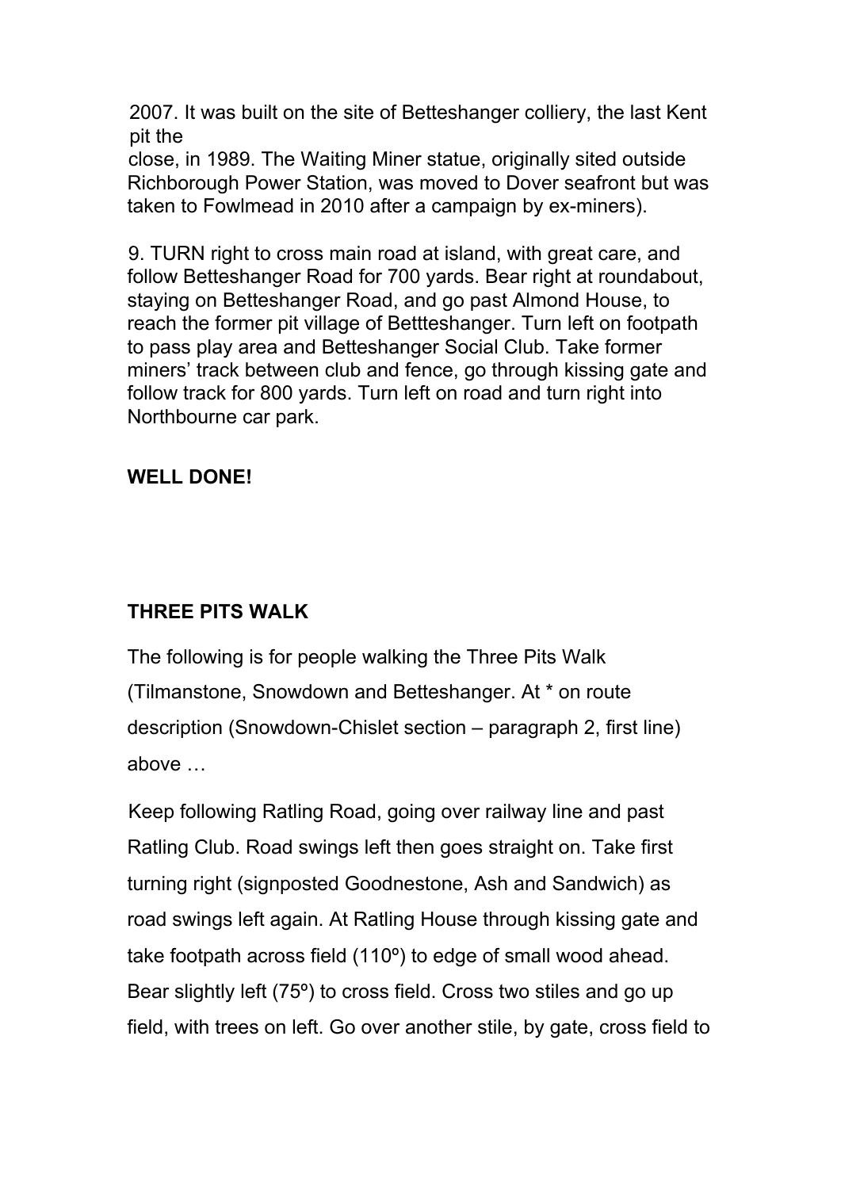2007. It was built on the site of Betteshanger colliery, the last Kent pit the close, in 1989. The Waiting Miner statue, originally sited outside Richborough Power Station, was moved to Dover seafront but was taken to Fowlmead in 2010 after a campaign by ex-miners).

9. TURN right to cross main road at island, with great care, and follow Betteshanger Road for 700 yards. Bear right at roundabout, staying on Betteshanger Road, and go past Almond House, to reach the former pit village of Bettteshanger. Turn left on footpath to pass play area and Betteshanger Social Club. Take former miners' track between club and fence, go through kissing gate and follow track for 800 yards. Turn left on road and turn right into Northbourne car park.

**WELL DONE!**

## THREE PITS WALK

The following is for people walking the Three Pits Walk (Tilmanstone, Snowdown and Betteshanger. At * on route description (Snowdown-Chislet section – paragraph 2, first line) above …

Keep following Ratling Road, going over railway line and past Ratling Club. Road swings left then goes straight on. Take first turning right (signposted Goodnestone, Ash and Sandwich) as road swings left again. At Ratling House through kissing gate and take footpath across field (110º) to edge of small wood ahead. Bear slightly left (75º) to cross field. Cross two stiles and go up field, with trees on left. Go over another stile, by gate, cross field to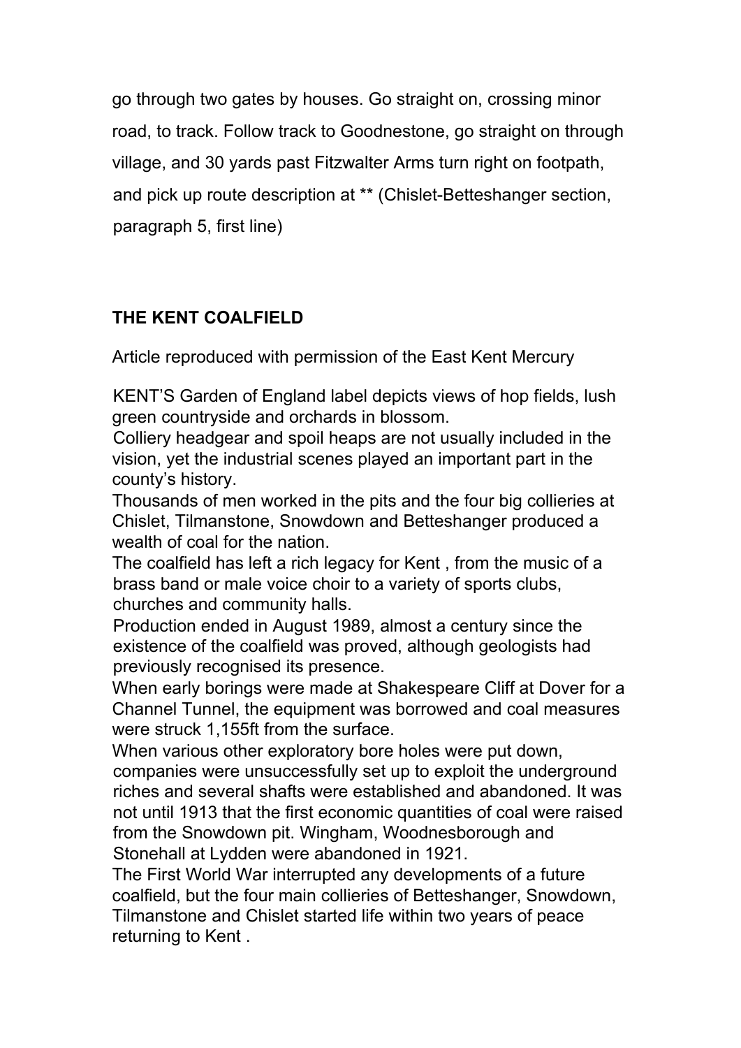go through two gates by houses. Go straight on, crossing minor road, to track. Follow track to Goodnestone, go straight on through village, and 30 yards past Fitzwalter Arms turn right on footpath, and pick up route description at ** (Chislet-Betteshanger section, paragraph 5, first line)

## THE KENT COALFIELD

Article reproduced with permission of the East Kent Mercury

KENT'S Garden of England label depicts views of hop fields, lush green countryside and orchards in blossom.

Colliery headgear and spoil heaps are not usually included in the vision, yet the industrial scenes played an important part in the county's history.

Thousands of men worked in the pits and the four big collieries at Chislet, Tilmanstone, Snowdown and Betteshanger produced a wealth of coal for the nation.

The coalfield has left a rich legacy for Kent , from the music of a brass band or male voice choir to a variety of sports clubs, churches and community halls.

Production ended in August 1989, almost a century since the existence of the coalfield was proved, although geologists had previously recognised its presence.

When early borings were made at Shakespeare Cliff at Dover for a Channel Tunnel, the equipment was borrowed and coal measures were struck 1,155ft from the surface.

When various other exploratory bore holes were put down, companies were unsuccessfully set up to exploit the underground riches and several shafts were established and abandoned. It was not until 1913 that the first economic quantities of coal were raised from the Snowdown pit. Wingham, Woodnesborough and Stonehall at Lydden were abandoned in 1921.

The First World War interrupted any developments of a future coalfield, but the four main collieries of Betteshanger, Snowdown, Tilmanstone and Chislet started life within two years of peace returning to Kent .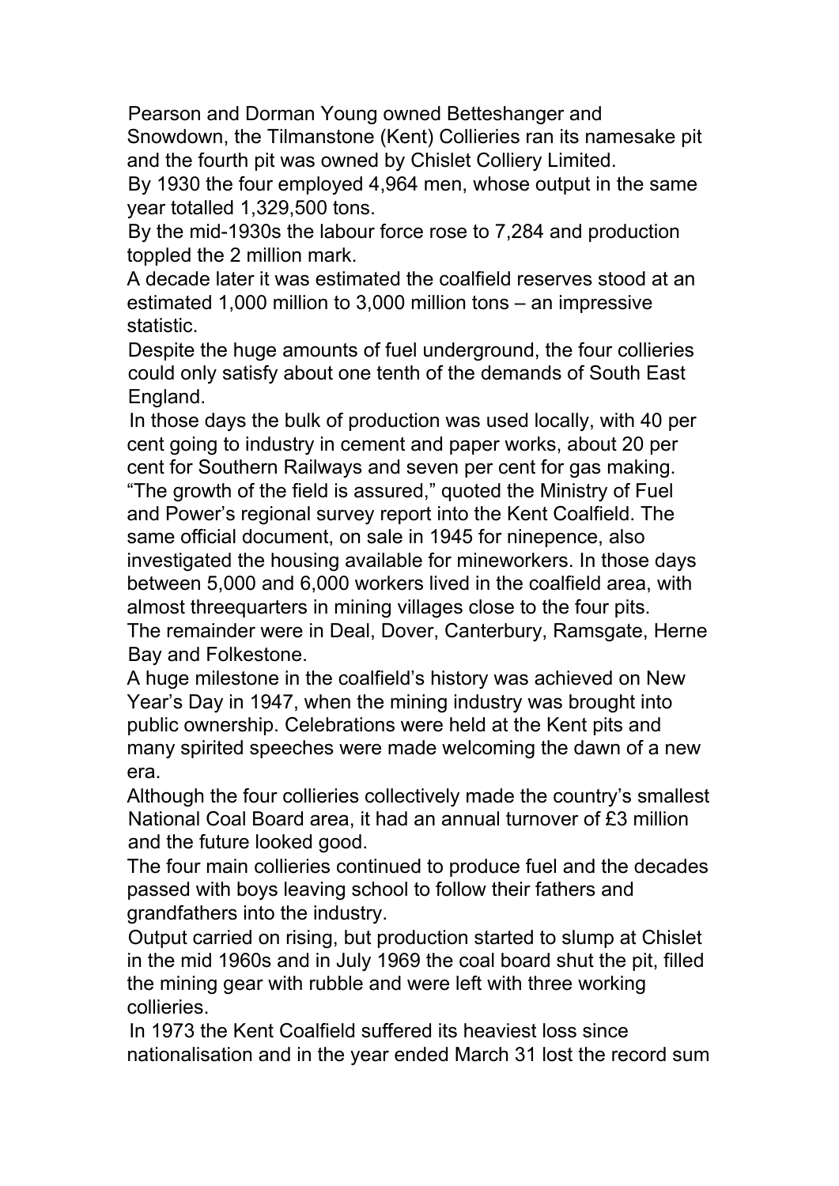Pearson and Dorman Young owned Betteshanger and Snowdown, the Tilmanstone (Kent) Collieries ran its namesake pit and the fourth pit was owned by Chislet Colliery Limited.

By 1930 the four employed 4,964 men, whose output in the same year totalled 1,329,500 tons.

By the mid-1930s the labour force rose to 7,284 and production toppled the 2 million mark.

A decade later it was estimated the coalfield reserves stood at an estimated 1,000 million to 3,000 million tons – an impressive statistic.

Despite the huge amounts of fuel underground, the four collieries could only satisfy about one tenth of the demands of South East England.

In those days the bulk of production was used locally, with 40 per cent going to industry in cement and paper works, about 20 per cent for Southern Railways and seven per cent for gas making.

"The growth of the field is assured," quoted the Ministry of Fuel and Power's regional survey report into the Kent Coalfield. The same official document, on sale in 1945 for ninepence, also investigated the housing available for mineworkers. In those days between 5,000 and 6,000 workers lived in the coalfield area, with almost threequarters in mining villages close to the four pits. The remainder were in Deal, Dover, Canterbury, Ramsgate, Herne Bay and Folkestone.

A huge milestone in the coalfield's history was achieved on New Year's Day in 1947, when the mining industry was brought into public ownership. Celebrations were held at the Kent pits and many spirited speeches were made welcoming the dawn of a new era.

Although the four collieries collectively made the country's smallest National Coal Board area, it had an annual turnover of £3 million and the future looked good.

The four main collieries continued to produce fuel and the decades passed with boys leaving school to follow their fathers and grandfathers into the industry.

Output carried on rising, but production started to slump at Chislet in the mid 1960s and in July 1969 the coal board shut the pit, filled the mining gear with rubble and were left with three working collieries.

In 1973 the Kent Coalfield suffered its heaviest loss since nationalisation and in the year ended March 31 lost the record sum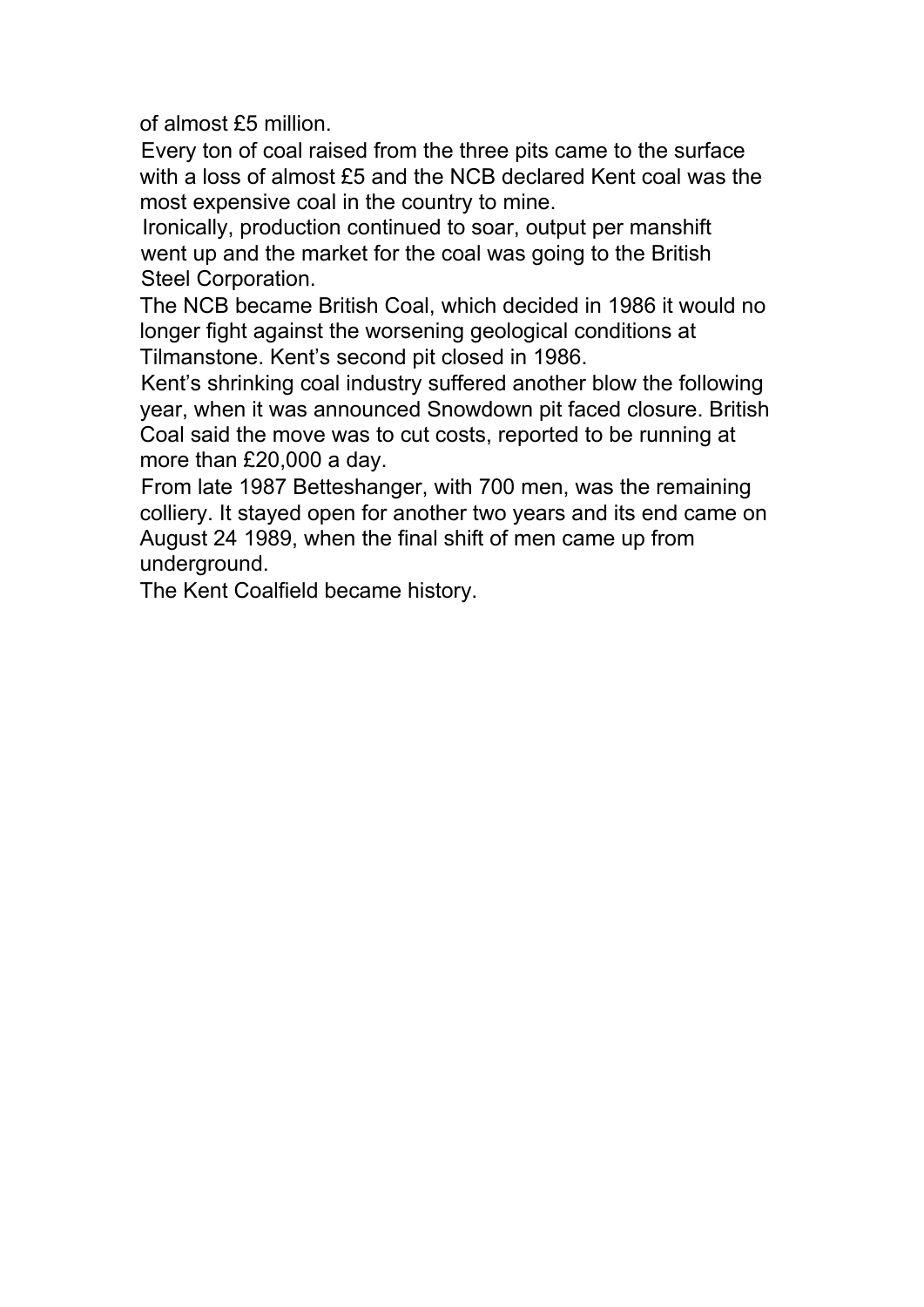of almost £5 million.

Every ton of coal raised from the three pits came to the surface with a loss of almost £5 and the NCB declared Kent coal was the most expensive coal in the country to mine.

Ironically, production continued to soar, output per manshift went up and the market for the coal was going to the British Steel Corporation.

The NCB became British Coal, which decided in 1986 it would no longer fight against the worsening geological conditions at Tilmanstone. Kent's second pit closed in 1986.

Kent's shrinking coal industry suffered another blow the following year, when it was announced Snowdown pit faced closure. British Coal said the move was to cut costs, reported to be running at more than £20,000 a day.

From late 1987 Betteshanger, with 700 men, was the remaining colliery. It stayed open for another two years and its end came on August 24 1989, when the final shift of men came up from underground.

The Kent Coalfield became history.